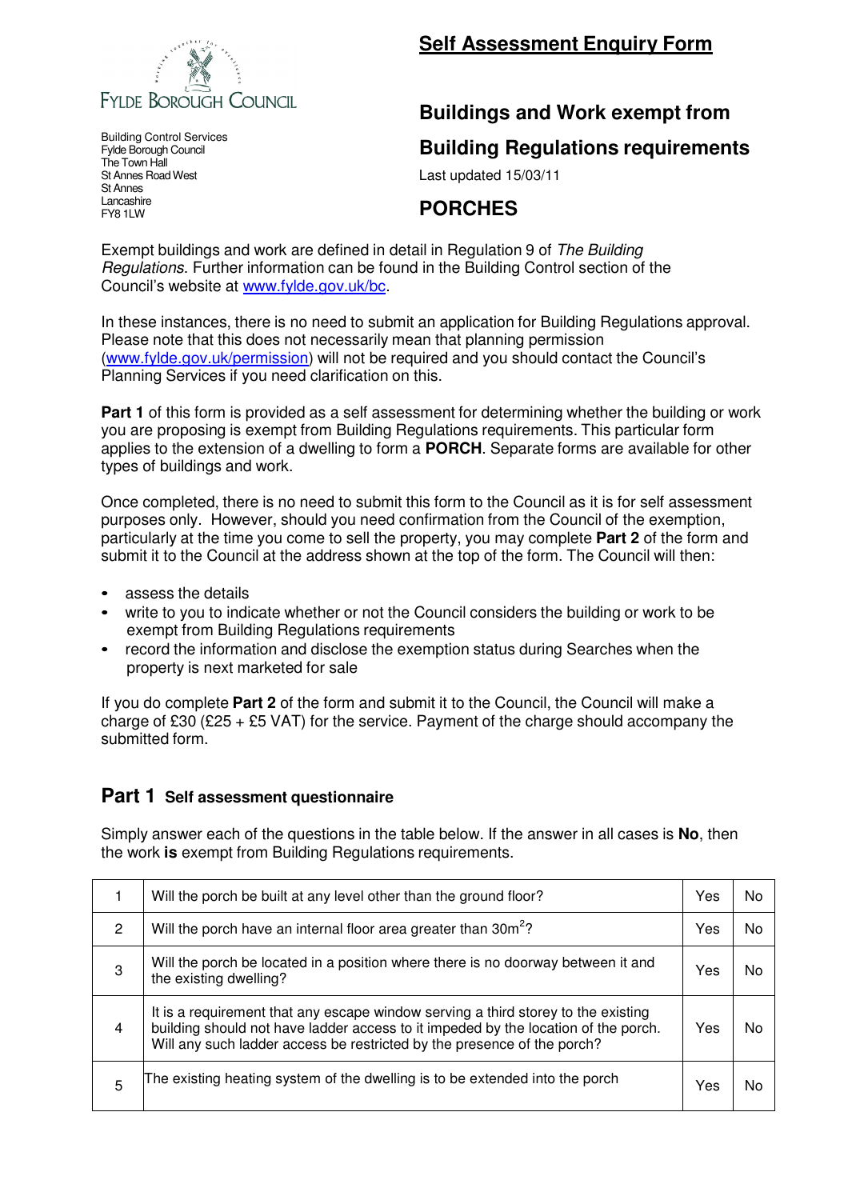FYLDE BOROUGH COUNCIL

Building Control Services
Fylde Borough Council
The Town Hall
St Annes Road West
St Annes
Lancashire
FY8 1LW

# Self Assessment Enquiry Form

## Buildings and Work exempt from Building Regulations requirements

Last updated 15/03/11

## PORCHES

Exempt buildings and work are defined in detail in Regulation 9 of *The Building Regulations*. Further information can be found in the Building Control section of the Council's website at www.fylde.gov.uk/bc.

In these instances, there is no need to submit an application for Building Regulations approval. Please note that this does not necessarily mean that planning permission (www.fylde.gov.uk/permission) will not be required and you should contact the Council's Planning Services if you need clarification on this.

**Part 1** of this form is provided as a self assessment for determining whether the building or work you are proposing is exempt from Building Regulations requirements. This particular form applies to the extension of a dwelling to form a **PORCH**. Separate forms are available for other types of buildings and work.

Once completed, there is no need to submit this form to the Council as it is for self assessment purposes only. However, should you need confirmation from the Council of the exemption, particularly at the time you come to sell the property, you may complete **Part 2** of the form and submit it to the Council at the address shown at the top of the form. The Council will then:

- assess the details
- write to you to indicate whether or not the Council considers the building or work to be exempt from Building Regulations requirements
- record the information and disclose the exemption status during Searches when the property is next marketed for sale

If you do complete **Part 2** of the form and submit it to the Council, the Council will make a charge of £30 (£25 + £5 VAT) for the service. Payment of the charge should accompany the submitted form.

## Part 1 Self assessment questionnaire

Simply answer each of the questions in the table below. If the answer in all cases is **No**, then the work **is** exempt from Building Regulations requirements.

| | | | |
|---|---|---|---|
| 1 | Will the porch be built at any level other than the ground floor? | Yes | No |
| 2 | Will the porch have an internal floor area greater than $30m^2$? | Yes | No |
| 3 | Will the porch be located in a position where there is no doorway between it and the existing dwelling? | Yes | No |
| 4 | It is a requirement that any escape window serving a third storey to the existing building should not have ladder access to it impeded by the location of the porch. Will any such ladder access be restricted by the presence of the porch? | Yes | No |
| 5 | The existing heating system of the dwelling is to be extended into the porch | Yes | No |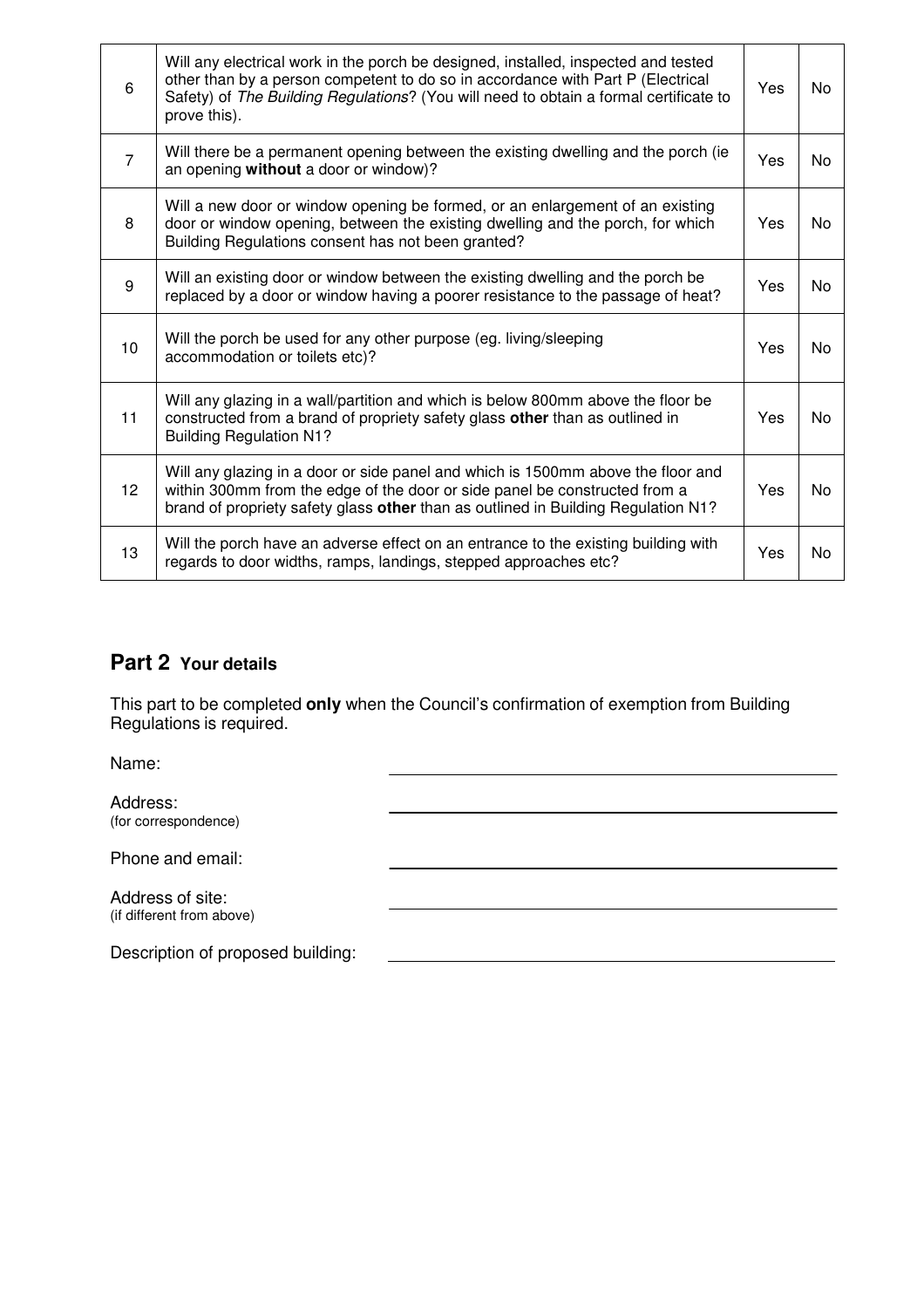| | | | |
|---|---|---|---|
| 6 | Will any electrical work in the porch be designed, installed, inspected and tested other than by a person competent to do so in accordance with Part P (Electrical Safety) of *The Building Regulations*? (You will need to obtain a formal certificate to prove this). | Yes | No |
| 7 | Will there be a permanent opening between the existing dwelling and the porch (ie an opening **without** a door or window)? | Yes | No |
| 8 | Will a new door or window opening be formed, or an enlargement of an existing door or window opening, between the existing dwelling and the porch, for which Building Regulations consent has not been granted? | Yes | No |
| 9 | Will an existing door or window between the existing dwelling and the porch be replaced by a door or window having a poorer resistance to the passage of heat? | Yes | No |
| 10 | Will the porch be used for any other purpose (eg. living/sleeping accommodation or toilets etc)? | Yes | No |
| 11 | Will any glazing in a wall/partition and which is below 800mm above the floor be constructed from a brand of propriety safety glass **other** than as outlined in Building Regulation N1? | Yes | No |
| 12 | Will any glazing in a door or side panel and which is 1500mm above the floor and within 300mm from the edge of the door or side panel be constructed from a brand of propriety safety glass **other** than as outlined in Building Regulation N1? | Yes | No |
| 13 | Will the porch have an adverse effect on an entrance to the existing building with regards to door widths, ramps, landings, stepped approaches etc? | Yes | No |

## Part 2 Your details

This part to be completed **only** when the Council's confirmation of exemption from Building Regulations is required.

Name: \_\_\_\_\_\_\_\_\_\_\_\_\_\_\_\_\_\_\_\_

Address:
(for correspondence) \_\_\_\_\_\_\_\_\_\_\_\_\_\_\_\_\_\_\_\_

Phone and email: \_\_\_\_\_\_\_\_\_\_\_\_\_\_\_\_\_\_\_\_

Address of site:
(if different from above) \_\_\_\_\_\_\_\_\_\_\_\_\_\_\_\_\_\_\_\_

Description of proposed building: \_\_\_\_\_\_\_\_\_\_\_\_\_\_\_\_\_\_\_\_